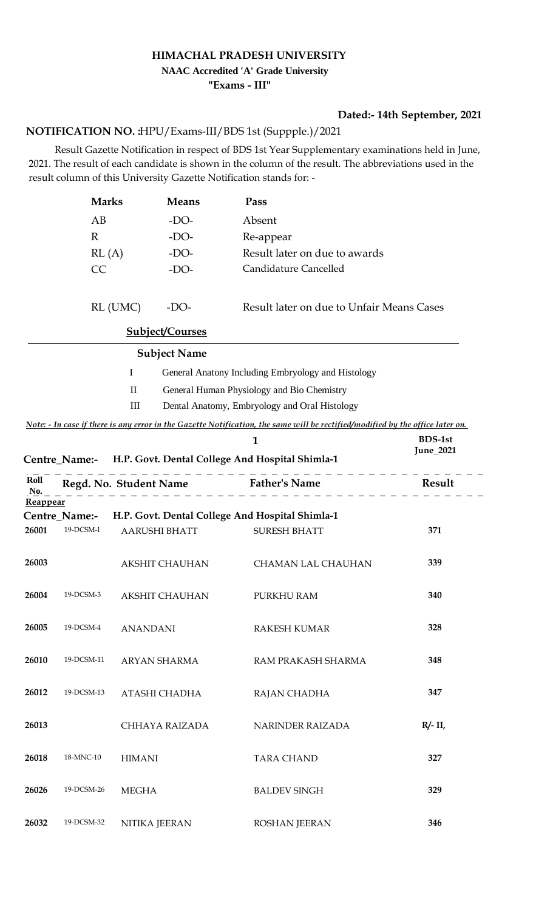# HIMACHAL PRADESH UNIVERSITY

**NAAC Accredited 'A' Grade University**

**"Exams - III"**

**Dated:- 14th September, 2021**

**NOTIFICATION NO. :**HPU/Exams-III/BDS 1st (Suppple.)/2021

Result Gazette Notification in respect of BDS 1st Year Supplementary examinations held in June, 2021. The result of each candidate is shown in the column of the result. The abbreviations used in the result column of this University Gazette Notification stands for: -

| Marks | Means | Pass |
|---|---|---|
| AB | -DO- | Absent |
| R | -DO- | Re-appear |
| RL (A) | -DO- | Result later on due to awards |
| CC | -DO- | Candidature Cancelled |
| RL (UMC) | -DO- | Result later on due to Unfair Means Cases |

**Subject/Courses**

| | Subject Name |
|---|---|
| I | General Anatony Including Embryology and Histology |
| II | General Human Physiology and Bio Chemistry |
| III | Dental Anatomy, Embryology and Oral Histology |

*Note: - In case if there is any error in the Gazette Notification, the same will be rectified/modified by the office later on.*

**BDS-1st June_2021**

**Centre_Name:- H.P. Govt. Dental College And Hospital Shimla-1**

| Roll No. | Regd. No. | Student Name | Father's Name | Result |
|---|---|---|---|---|
| **Reappear** | | | | |
| **Centre_Name:-** | **H.P. Govt. Dental College And Hospital Shimla-1** | | | |
| 26001 | 19-DCSM-I | AARUSHI BHATT | SURESH BHATT | 371 |
| 26003 | | AKSHIT CHAUHAN | CHAMAN LAL CHAUHAN | 339 |
| 26004 | 19-DCSM-3 | AKSHIT CHAUHAN | PURKHU RAM | 340 |
| 26005 | 19-DCSM-4 | ANANDANI | RAKESH KUMAR | 328 |
| 26010 | 19-DCSM-11 | ARYAN SHARMA | RAM PRAKASH SHARMA | 348 |
| 26012 | 19-DCSM-13 | ATASHI CHADHA | RAJAN CHADHA | 347 |
| 26013 | | CHHAYA RAIZADA | NARINDER RAIZADA | R/- II, |
| 26018 | 18-MNC-10 | HIMANI | TARA CHAND | 327 |
| 26026 | 19-DCSM-26 | MEGHA | BALDEV SINGH | 329 |
| 26032 | 19-DCSM-32 | NITIKA JEERAN | ROSHAN JEERAN | 346 |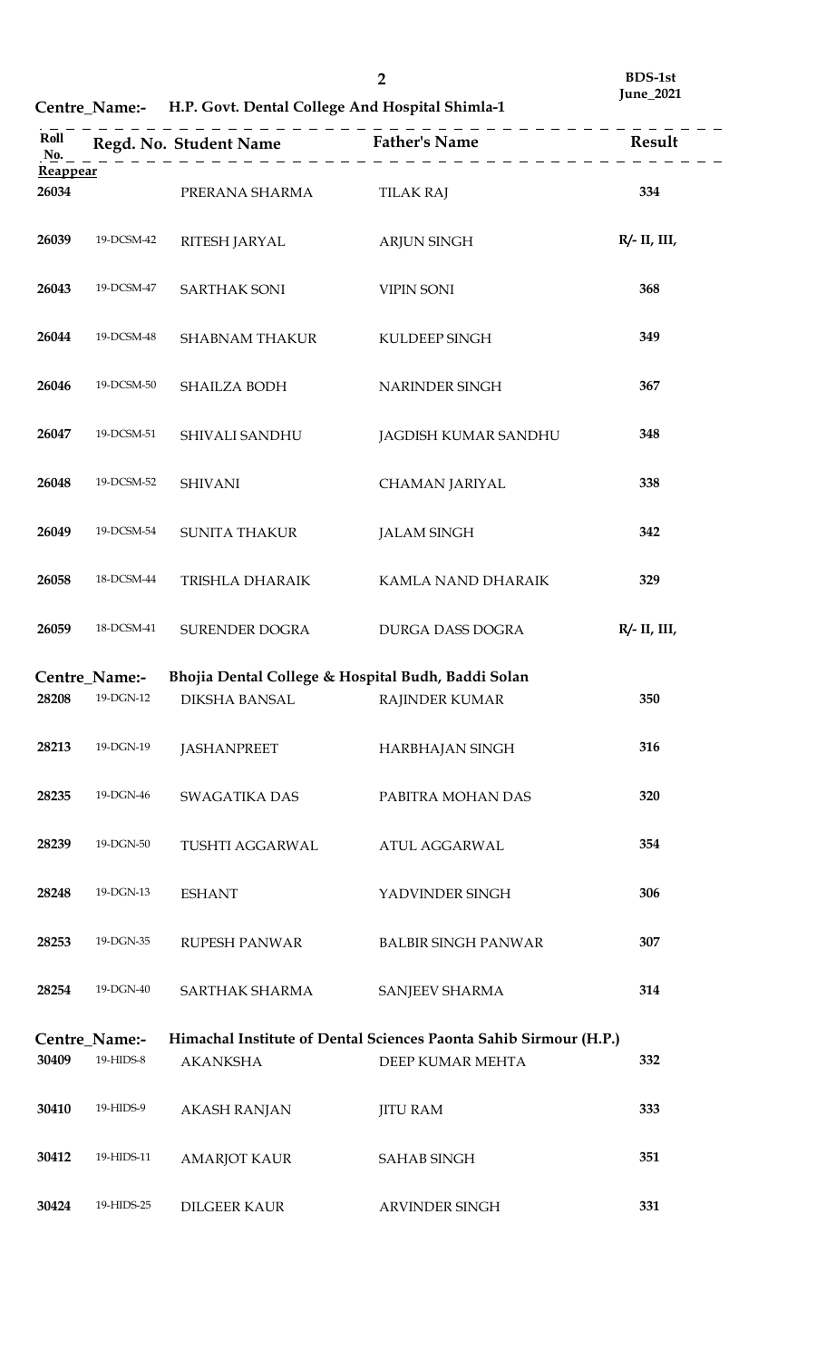**Centre_Name:- H.P. Govt. Dental College And Hospital Shimla-1**

| Roll No. | Regd. No. | Student Name | Father's Name | Result |
|---|---|---|---|---|
| **Reappear** | | | | |
| 26034 | | PRERANA SHARMA | TILAK RAJ | 334 |
| 26039 | 19-DCSM-42 | RITESH JARYAL | ARJUN SINGH | R/- II, III, |
| 26043 | 19-DCSM-47 | SARTHAK SONI | VIPIN SONI | 368 |
| 26044 | 19-DCSM-48 | SHABNAM THAKUR | KULDEEP SINGH | 349 |
| 26046 | 19-DCSM-50 | SHAILZA BODH | NARINDER SINGH | 367 |
| 26047 | 19-DCSM-51 | SHIVALI SANDHU | JAGDISH KUMAR SANDHU | 348 |
| 26048 | 19-DCSM-52 | SHIVANI | CHAMAN JARIYAL | 338 |
| 26049 | 19-DCSM-54 | SUNITA THAKUR | JALAM SINGH | 342 |
| 26058 | 18-DCSM-44 | TRISHLA DHARAIK | KAMLA NAND DHARAIK | 329 |
| 26059 | 18-DCSM-41 | SURENDER DOGRA | DURGA DASS DOGRA | R/- II, III, |
| **Centre_Name:-** | **Bhojia Dental College & Hospital Budh, Baddi Solan** | | | |
| 28208 | 19-DGN-12 | DIKSHA BANSAL | RAJINDER KUMAR | 350 |
| 28213 | 19-DGN-19 | JASHANPREET | HARBHAJAN SINGH | 316 |
| 28235 | 19-DGN-46 | SWAGATIKA DAS | PABITRA MOHAN DAS | 320 |
| 28239 | 19-DGN-50 | TUSHTI AGGARWAL | ATUL AGGARWAL | 354 |
| 28248 | 19-DGN-13 | ESHANT | YADVINDER SINGH | 306 |
| 28253 | 19-DGN-35 | RUPESH PANWAR | BALBIR SINGH PANWAR | 307 |
| 28254 | 19-DGN-40 | SARTHAK SHARMA | SANJEEV SHARMA | 314 |
| **Centre_Name:-** | **Himachal Institute of Dental Sciences Paonta Sahib Sirmour (H.P.)** | | | |
| 30409 | 19-HIDS-8 | AKANKSHA | DEEP KUMAR MEHTA | 332 |
| 30410 | 19-HIDS-9 | AKASH RANJAN | JITU RAM | 333 |
| 30412 | 19-HIDS-11 | AMARJOT KAUR | SAHAB SINGH | 351 |
| 30424 | 19-HIDS-25 | DILGEER KAUR | ARVINDER SINGH | 331 |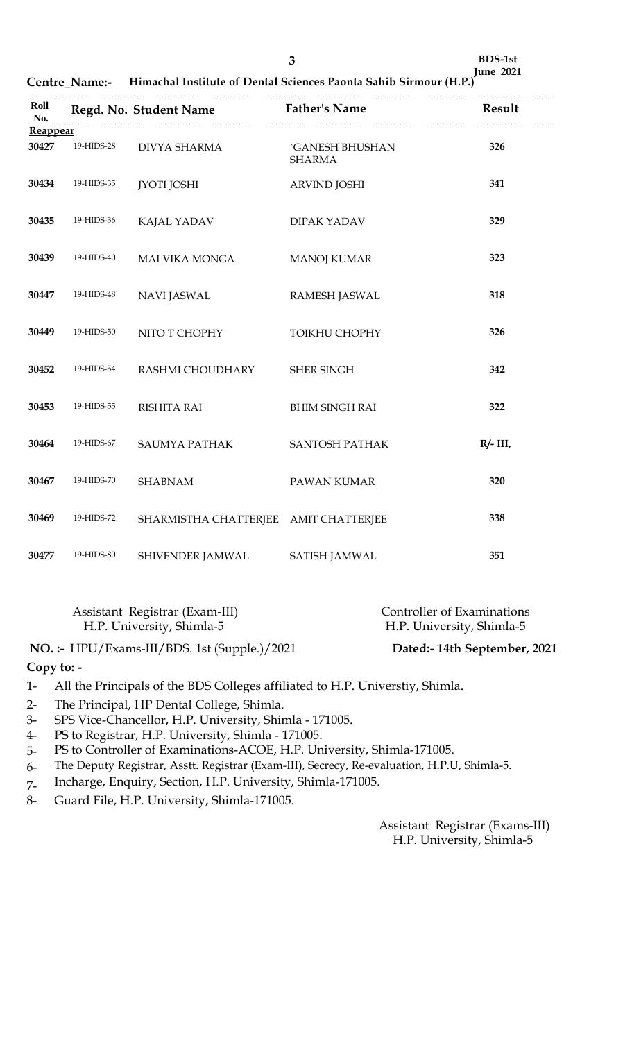**Centre_Name:- Himachal Institute of Dental Sciences Paonta Sahib Sirmour (H.P.)**

BDS-1st June_2021

| Roll No. | Regd. No. | Student Name | Father's Name | Result |
|---|---|---|---|---|
| **Reappear** | | | | |
| 30427 | 19-HIDS-28 | DIVYA SHARMA | `GANESH BHUSHAN SHARMA | 326 |
| 30434 | 19-HIDS-35 | JYOTI JOSHI | ARVIND JOSHI | 341 |
| 30435 | 19-HIDS-36 | KAJAL YADAV | DIPAK YADAV | 329 |
| 30439 | 19-HIDS-40 | MALVIKA MONGA | MANOJ KUMAR | 323 |
| 30447 | 19-HIDS-48 | NAVI JASWAL | RAMESH JASWAL | 318 |
| 30449 | 19-HIDS-50 | NITO T CHOPHY | TOIKHU CHOPHY | 326 |
| 30452 | 19-HIDS-54 | RASHMI CHOUDHARY | SHER SINGH | 342 |
| 30453 | 19-HIDS-55 | RISHITA RAI | BHIM SINGH RAI | 322 |
| 30464 | 19-HIDS-67 | SAUMYA PATHAK | SANTOSH PATHAK | R/- III, |
| 30467 | 19-HIDS-70 | SHABNAM | PAWAN KUMAR | 320 |
| 30469 | 19-HIDS-72 | SHARMISTHA CHATTERJEE | AMIT CHATTERJEE | 338 |
| 30477 | 19-HIDS-80 | SHIVENDER JAMWAL | SATISH JAMWAL | 351 |

Assistant Registrar (Exam-III)
H.P. University, Shimla-5

Controller of Examinations
H.P. University, Shimla-5

**NO. :-** HPU/Exams-III/BDS. 1st (Supple.)/2021 **Dated:- 14th September, 2021**

**Copy to: -**

1- All the Principals of the BDS Colleges affiliated to H.P. Universtiy, Shimla.
2- The Principal, HP Dental College, Shimla.
3- SPS Vice-Chancellor, H.P. University, Shimla - 171005.
4- PS to Registrar, H.P. University, Shimla - 171005.
5- PS to Controller of Examinations-ACOE, H.P. University, Shimla-171005.
6- The Deputy Registrar, Asstt. Registrar (Exam-III), Secrecy, Re-evaluation, H.P.U, Shimla-5.
7- Incharge, Enquiry, Section, H.P. University, Shimla-171005.
8- Guard File, H.P. University, Shimla-171005.

Assistant Registrar (Exams-III)
H.P. University, Shimla-5